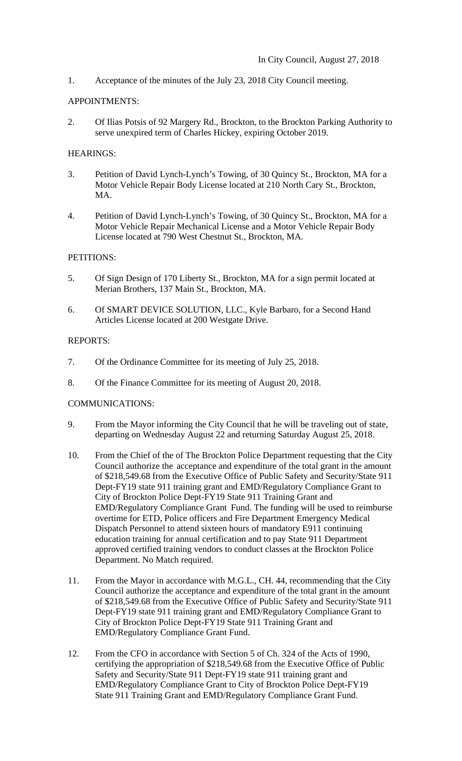In City Council, August 27, 2018

1. Acceptance of the minutes of the July 23, 2018 City Council meeting.

APPOINTMENTS:

2. Of Ilias Potsis of 92 Margery Rd., Brockton, to the Brockton Parking Authority to serve unexpired term of Charles Hickey, expiring October 2019.

HEARINGS:

3. Petition of David Lynch-Lynch's Towing, of 30 Quincy St., Brockton, MA for a Motor Vehicle Repair Body License located at 210 North Cary St., Brockton, MA.

4. Petition of David Lynch-Lynch's Towing, of 30 Quincy St., Brockton, MA for a Motor Vehicle Repair Mechanical License and a Motor Vehicle Repair Body License located at 790 West Chestnut St., Brockton, MA.

PETITIONS:

5. Of Sign Design of 170 Liberty St., Brockton, MA for a sign permit located at Merian Brothers, 137 Main St., Brockton, MA.

6. Of SMART DEVICE SOLUTION, LLC., Kyle Barbaro, for a Second Hand Articles License located at 200 Westgate Drive.

REPORTS:

7. Of the Ordinance Committee for its meeting of July 25, 2018.

8. Of the Finance Committee for its meeting of August 20, 2018.

COMMUNICATIONS:

9. From the Mayor informing the City Council that he will be traveling out of state, departing on Wednesday August 22 and returning Saturday August 25, 2018.

10. From the Chief of the of The Brockton Police Department requesting that the City Council authorize the acceptance and expenditure of the total grant in the amount of $218,549.68 from the Executive Office of Public Safety and Security/State 911 Dept-FY19 state 911 training grant and EMD/Regulatory Compliance Grant to City of Brockton Police Dept-FY19 State 911 Training Grant and EMD/Regulatory Compliance Grant Fund. The funding will be used to reimburse overtime for ETD, Police officers and Fire Department Emergency Medical Dispatch Personnel to attend sixteen hours of mandatory E911 continuing education training for annual certification and to pay State 911 Department approved certified training vendors to conduct classes at the Brockton Police Department. No Match required.

11. From the Mayor in accordance with M.G.L., CH. 44, recommending that the City Council authorize the acceptance and expenditure of the total grant in the amount of $218,549.68 from the Executive Office of Public Safety and Security/State 911 Dept-FY19 state 911 training grant and EMD/Regulatory Compliance Grant to City of Brockton Police Dept-FY19 State 911 Training Grant and EMD/Regulatory Compliance Grant Fund.

12. From the CFO in accordance with Section 5 of Ch. 324 of the Acts of 1990, certifying the appropriation of $218,549.68 from the Executive Office of Public Safety and Security/State 911 Dept-FY19 state 911 training grant and EMD/Regulatory Compliance Grant to City of Brockton Police Dept-FY19 State 911 Training Grant and EMD/Regulatory Compliance Grant Fund.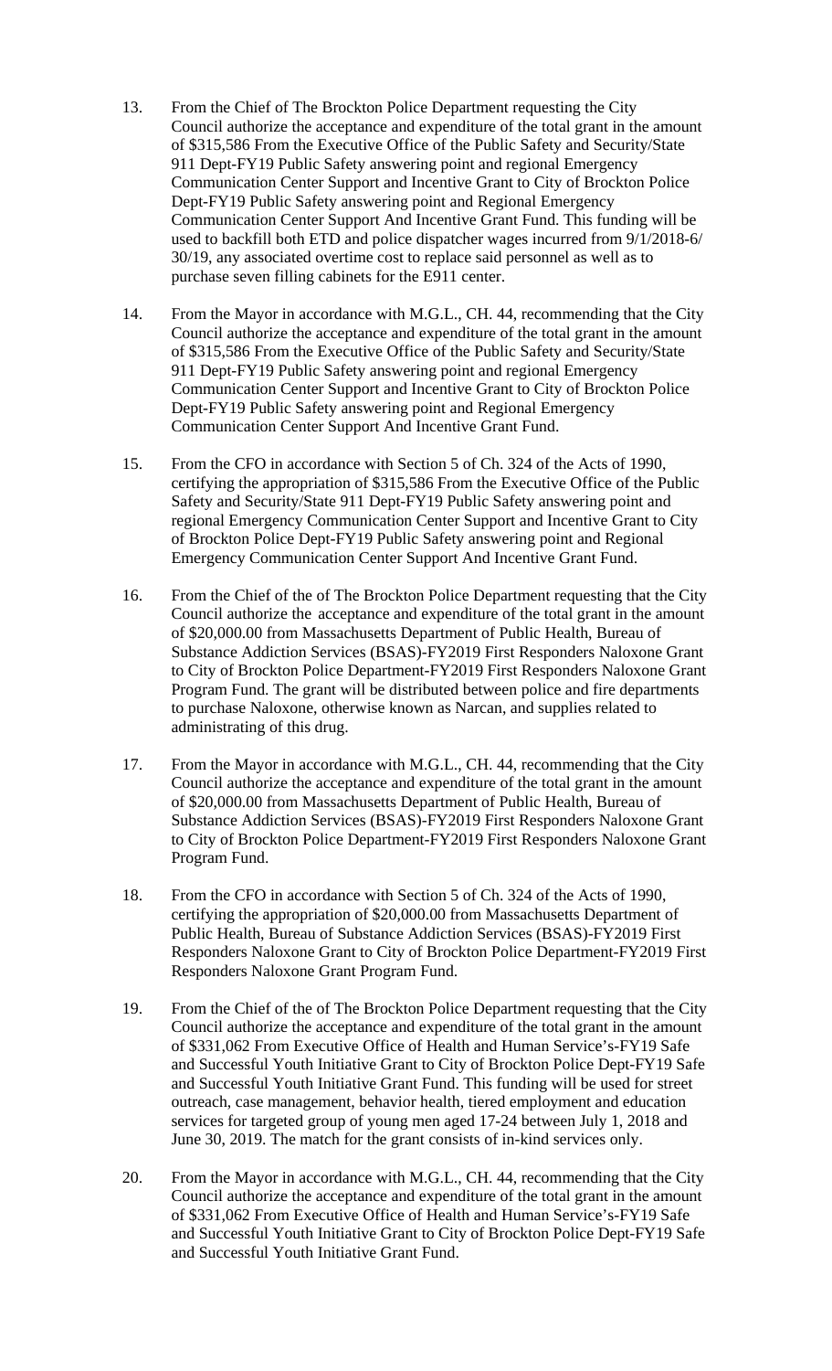13. From the Chief of The Brockton Police Department requesting the City Council authorize the acceptance and expenditure of the total grant in the amount of $315,586 From the Executive Office of the Public Safety and Security/State 911 Dept-FY19 Public Safety answering point and regional Emergency Communication Center Support and Incentive Grant to City of Brockton Police Dept-FY19 Public Safety answering point and Regional Emergency Communication Center Support And Incentive Grant Fund. This funding will be used to backfill both ETD and police dispatcher wages incurred from 9/1/2018-6/30/19, any associated overtime cost to replace said personnel as well as to purchase seven filling cabinets for the E911 center.

14. From the Mayor in accordance with M.G.L., CH. 44, recommending that the City Council authorize the acceptance and expenditure of the total grant in the amount of $315,586 From the Executive Office of the Public Safety and Security/State 911 Dept-FY19 Public Safety answering point and regional Emergency Communication Center Support and Incentive Grant to City of Brockton Police Dept-FY19 Public Safety answering point and Regional Emergency Communication Center Support And Incentive Grant Fund.

15. From the CFO in accordance with Section 5 of Ch. 324 of the Acts of 1990, certifying the appropriation of $315,586 From the Executive Office of the Public Safety and Security/State 911 Dept-FY19 Public Safety answering point and regional Emergency Communication Center Support and Incentive Grant to City of Brockton Police Dept-FY19 Public Safety answering point and Regional Emergency Communication Center Support And Incentive Grant Fund.

16. From the Chief of the of The Brockton Police Department requesting that the City Council authorize the acceptance and expenditure of the total grant in the amount of $20,000.00 from Massachusetts Department of Public Health, Bureau of Substance Addiction Services (BSAS)-FY2019 First Responders Naloxone Grant to City of Brockton Police Department-FY2019 First Responders Naloxone Grant Program Fund. The grant will be distributed between police and fire departments to purchase Naloxone, otherwise known as Narcan, and supplies related to administrating of this drug.

17. From the Mayor in accordance with M.G.L., CH. 44, recommending that the City Council authorize the acceptance and expenditure of the total grant in the amount of $20,000.00 from Massachusetts Department of Public Health, Bureau of Substance Addiction Services (BSAS)-FY2019 First Responders Naloxone Grant to City of Brockton Police Department-FY2019 First Responders Naloxone Grant Program Fund.

18. From the CFO in accordance with Section 5 of Ch. 324 of the Acts of 1990, certifying the appropriation of $20,000.00 from Massachusetts Department of Public Health, Bureau of Substance Addiction Services (BSAS)-FY2019 First Responders Naloxone Grant to City of Brockton Police Department-FY2019 First Responders Naloxone Grant Program Fund.

19. From the Chief of the of The Brockton Police Department requesting that the City Council authorize the acceptance and expenditure of the total grant in the amount of $331,062 From Executive Office of Health and Human Service's-FY19 Safe and Successful Youth Initiative Grant to City of Brockton Police Dept-FY19 Safe and Successful Youth Initiative Grant Fund. This funding will be used for street outreach, case management, behavior health, tiered employment and education services for targeted group of young men aged 17-24 between July 1, 2018 and June 30, 2019. The match for the grant consists of in-kind services only.

20. From the Mayor in accordance with M.G.L., CH. 44, recommending that the City Council authorize the acceptance and expenditure of the total grant in the amount of $331,062 From Executive Office of Health and Human Service's-FY19 Safe and Successful Youth Initiative Grant to City of Brockton Police Dept-FY19 Safe and Successful Youth Initiative Grant Fund.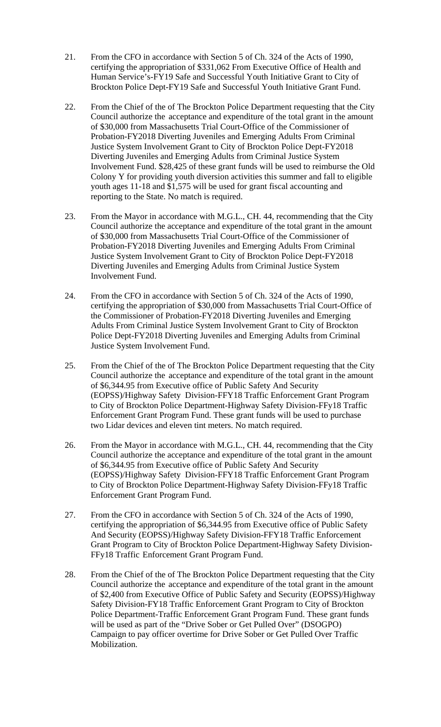21. From the CFO in accordance with Section 5 of Ch. 324 of the Acts of 1990, certifying the appropriation of $331,062 From Executive Office of Health and Human Service's-FY19 Safe and Successful Youth Initiative Grant to City of Brockton Police Dept-FY19 Safe and Successful Youth Initiative Grant Fund.

22. From the Chief of the of The Brockton Police Department requesting that the City Council authorize the acceptance and expenditure of the total grant in the amount of $30,000 from Massachusetts Trial Court-Office of the Commissioner of Probation-FY2018 Diverting Juveniles and Emerging Adults From Criminal Justice System Involvement Grant to City of Brockton Police Dept-FY2018 Diverting Juveniles and Emerging Adults from Criminal Justice System Involvement Fund. $28,425 of these grant funds will be used to reimburse the Old Colony Y for providing youth diversion activities this summer and fall to eligible youth ages 11-18 and $1,575 will be used for grant fiscal accounting and reporting to the State. No match is required.

23. From the Mayor in accordance with M.G.L., CH. 44, recommending that the City Council authorize the acceptance and expenditure of the total grant in the amount of $30,000 from Massachusetts Trial Court-Office of the Commissioner of Probation-FY2018 Diverting Juveniles and Emerging Adults From Criminal Justice System Involvement Grant to City of Brockton Police Dept-FY2018 Diverting Juveniles and Emerging Adults from Criminal Justice System Involvement Fund.

24. From the CFO in accordance with Section 5 of Ch. 324 of the Acts of 1990, certifying the appropriation of $30,000 from Massachusetts Trial Court-Office of the Commissioner of Probation-FY2018 Diverting Juveniles and Emerging Adults From Criminal Justice System Involvement Grant to City of Brockton Police Dept-FY2018 Diverting Juveniles and Emerging Adults from Criminal Justice System Involvement Fund.

25. From the Chief of the of The Brockton Police Department requesting that the City Council authorize the acceptance and expenditure of the total grant in the amount of $6,344.95 from Executive office of Public Safety And Security (EOPSS)/Highway Safety Division-FFY18 Traffic Enforcement Grant Program to City of Brockton Police Department-Highway Safety Division-FFy18 Traffic Enforcement Grant Program Fund. These grant funds will be used to purchase two Lidar devices and eleven tint meters. No match required.

26. From the Mayor in accordance with M.G.L., CH. 44, recommending that the City Council authorize the acceptance and expenditure of the total grant in the amount of $6,344.95 from Executive office of Public Safety And Security (EOPSS)/Highway Safety Division-FFY18 Traffic Enforcement Grant Program to City of Brockton Police Department-Highway Safety Division-FFy18 Traffic Enforcement Grant Program Fund.

27. From the CFO in accordance with Section 5 of Ch. 324 of the Acts of 1990, certifying the appropriation of $6,344.95 from Executive office of Public Safety And Security (EOPSS)/Highway Safety Division-FFY18 Traffic Enforcement Grant Program to City of Brockton Police Department-Highway Safety Division-FFy18 Traffic Enforcement Grant Program Fund.

28. From the Chief of the of The Brockton Police Department requesting that the City Council authorize the acceptance and expenditure of the total grant in the amount of $2,400 from Executive Office of Public Safety and Security (EOPSS)/Highway Safety Division-FY18 Traffic Enforcement Grant Program to City of Brockton Police Department-Traffic Enforcement Grant Program Fund. These grant funds will be used as part of the "Drive Sober or Get Pulled Over" (DSOGPO) Campaign to pay officer overtime for Drive Sober or Get Pulled Over Traffic Mobilization.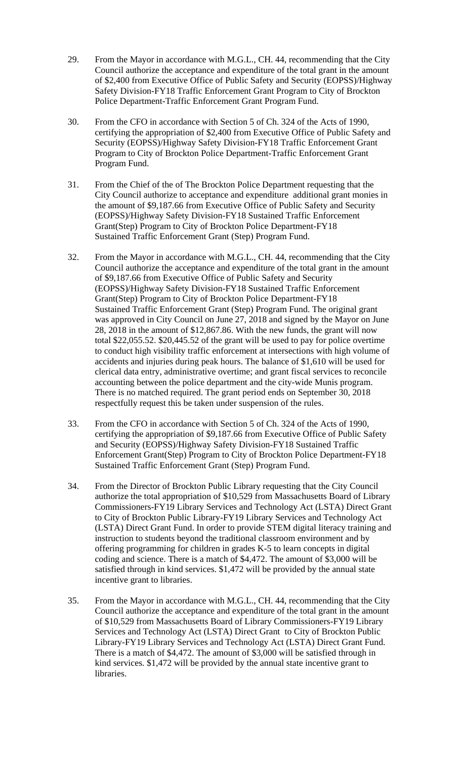29. From the Mayor in accordance with M.G.L., CH. 44, recommending that the City Council authorize the acceptance and expenditure of the total grant in the amount of $2,400 from Executive Office of Public Safety and Security (EOPSS)/Highway Safety Division-FY18 Traffic Enforcement Grant Program to City of Brockton Police Department-Traffic Enforcement Grant Program Fund.

30. From the CFO in accordance with Section 5 of Ch. 324 of the Acts of 1990, certifying the appropriation of $2,400 from Executive Office of Public Safety and Security (EOPSS)/Highway Safety Division-FY18 Traffic Enforcement Grant Program to City of Brockton Police Department-Traffic Enforcement Grant Program Fund.

31. From the Chief of the of The Brockton Police Department requesting that the City Council authorize to acceptance and expenditure additional grant monies in the amount of $9,187.66 from Executive Office of Public Safety and Security (EOPSS)/Highway Safety Division-FY18 Sustained Traffic Enforcement Grant(Step) Program to City of Brockton Police Department-FY18 Sustained Traffic Enforcement Grant (Step) Program Fund.

32. From the Mayor in accordance with M.G.L., CH. 44, recommending that the City Council authorize the acceptance and expenditure of the total grant in the amount of $9,187.66 from Executive Office of Public Safety and Security (EOPSS)/Highway Safety Division-FY18 Sustained Traffic Enforcement Grant(Step) Program to City of Brockton Police Department-FY18 Sustained Traffic Enforcement Grant (Step) Program Fund. The original grant was approved in City Council on June 27, 2018 and signed by the Mayor on June 28, 2018 in the amount of $12,867.86. With the new funds, the grant will now total $22,055.52. $20,445.52 of the grant will be used to pay for police overtime to conduct high visibility traffic enforcement at intersections with high volume of accidents and injuries during peak hours. The balance of $1,610 will be used for clerical data entry, administrative overtime; and grant fiscal services to reconcile accounting between the police department and the city-wide Munis program. There is no matched required. The grant period ends on September 30, 2018 respectfully request this be taken under suspension of the rules.

33. From the CFO in accordance with Section 5 of Ch. 324 of the Acts of 1990, certifying the appropriation of $9,187.66 from Executive Office of Public Safety and Security (EOPSS)/Highway Safety Division-FY18 Sustained Traffic Enforcement Grant(Step) Program to City of Brockton Police Department-FY18 Sustained Traffic Enforcement Grant (Step) Program Fund.

34. From the Director of Brockton Public Library requesting that the City Council authorize the total appropriation of $10,529 from Massachusetts Board of Library Commissioners-FY19 Library Services and Technology Act (LSTA) Direct Grant to City of Brockton Public Library-FY19 Library Services and Technology Act (LSTA) Direct Grant Fund. In order to provide STEM digital literacy training and instruction to students beyond the traditional classroom environment and by offering programming for children in grades K-5 to learn concepts in digital coding and science. There is a match of $4,472. The amount of $3,000 will be satisfied through in kind services. $1,472 will be provided by the annual state incentive grant to libraries.

35. From the Mayor in accordance with M.G.L., CH. 44, recommending that the City Council authorize the acceptance and expenditure of the total grant in the amount of $10,529 from Massachusetts Board of Library Commissioners-FY19 Library Services and Technology Act (LSTA) Direct Grant to City of Brockton Public Library-FY19 Library Services and Technology Act (LSTA) Direct Grant Fund. There is a match of $4,472. The amount of $3,000 will be satisfied through in kind services. $1,472 will be provided by the annual state incentive grant to libraries.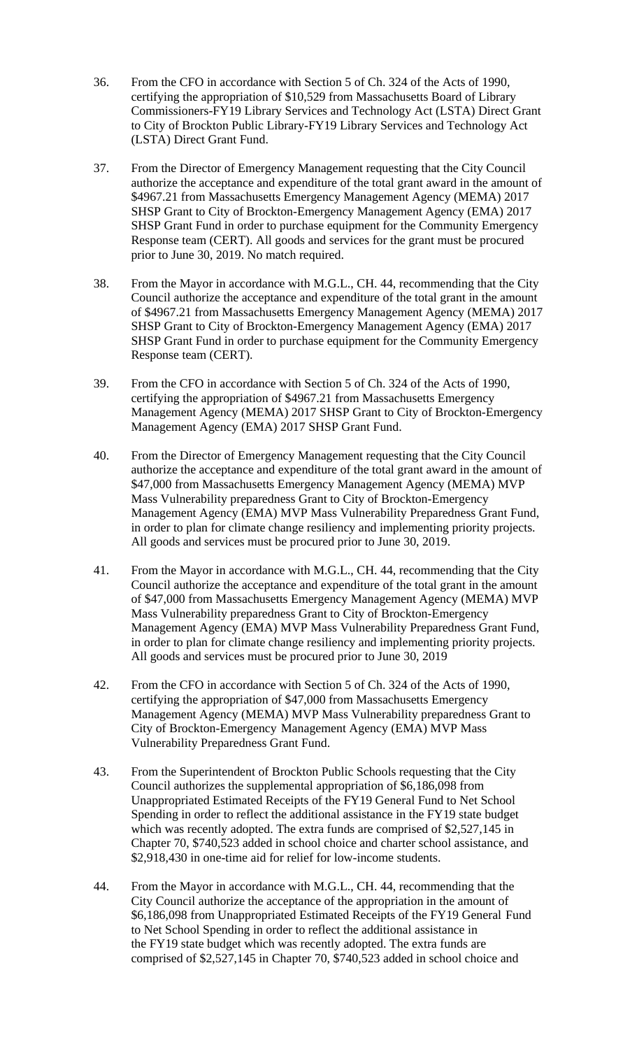36. From the CFO in accordance with Section 5 of Ch. 324 of the Acts of 1990, certifying the appropriation of $10,529 from Massachusetts Board of Library Commissioners-FY19 Library Services and Technology Act (LSTA) Direct Grant to City of Brockton Public Library-FY19 Library Services and Technology Act (LSTA) Direct Grant Fund.

37. From the Director of Emergency Management requesting that the City Council authorize the acceptance and expenditure of the total grant award in the amount of $4967.21 from Massachusetts Emergency Management Agency (MEMA) 2017 SHSP Grant to City of Brockton-Emergency Management Agency (EMA) 2017 SHSP Grant Fund in order to purchase equipment for the Community Emergency Response team (CERT). All goods and services for the grant must be procured prior to June 30, 2019. No match required.

38. From the Mayor in accordance with M.G.L., CH. 44, recommending that the City Council authorize the acceptance and expenditure of the total grant in the amount of $4967.21 from Massachusetts Emergency Management Agency (MEMA) 2017 SHSP Grant to City of Brockton-Emergency Management Agency (EMA) 2017 SHSP Grant Fund in order to purchase equipment for the Community Emergency Response team (CERT).

39. From the CFO in accordance with Section 5 of Ch. 324 of the Acts of 1990, certifying the appropriation of $4967.21 from Massachusetts Emergency Management Agency (MEMA) 2017 SHSP Grant to City of Brockton-Emergency Management Agency (EMA) 2017 SHSP Grant Fund.

40. From the Director of Emergency Management requesting that the City Council authorize the acceptance and expenditure of the total grant award in the amount of $47,000 from Massachusetts Emergency Management Agency (MEMA) MVP Mass Vulnerability preparedness Grant to City of Brockton-Emergency Management Agency (EMA) MVP Mass Vulnerability Preparedness Grant Fund, in order to plan for climate change resiliency and implementing priority projects. All goods and services must be procured prior to June 30, 2019.

41. From the Mayor in accordance with M.G.L., CH. 44, recommending that the City Council authorize the acceptance and expenditure of the total grant in the amount of $47,000 from Massachusetts Emergency Management Agency (MEMA) MVP Mass Vulnerability preparedness Grant to City of Brockton-Emergency Management Agency (EMA) MVP Mass Vulnerability Preparedness Grant Fund, in order to plan for climate change resiliency and implementing priority projects. All goods and services must be procured prior to June 30, 2019

42. From the CFO in accordance with Section 5 of Ch. 324 of the Acts of 1990, certifying the appropriation of $47,000 from Massachusetts Emergency Management Agency (MEMA) MVP Mass Vulnerability preparedness Grant to City of Brockton-Emergency Management Agency (EMA) MVP Mass Vulnerability Preparedness Grant Fund.

43. From the Superintendent of Brockton Public Schools requesting that the City Council authorizes the supplemental appropriation of $6,186,098 from Unappropriated Estimated Receipts of the FY19 General Fund to Net School Spending in order to reflect the additional assistance in the FY19 state budget which was recently adopted. The extra funds are comprised of $2,527,145 in Chapter 70, $740,523 added in school choice and charter school assistance, and $2,918,430 in one-time aid for relief for low-income students.

44. From the Mayor in accordance with M.G.L., CH. 44, recommending that the City Council authorize the acceptance of the appropriation in the amount of $6,186,098 from Unappropriated Estimated Receipts of the FY19 General Fund to Net School Spending in order to reflect the additional assistance in the FY19 state budget which was recently adopted. The extra funds are comprised of $2,527,145 in Chapter 70, $740,523 added in school choice and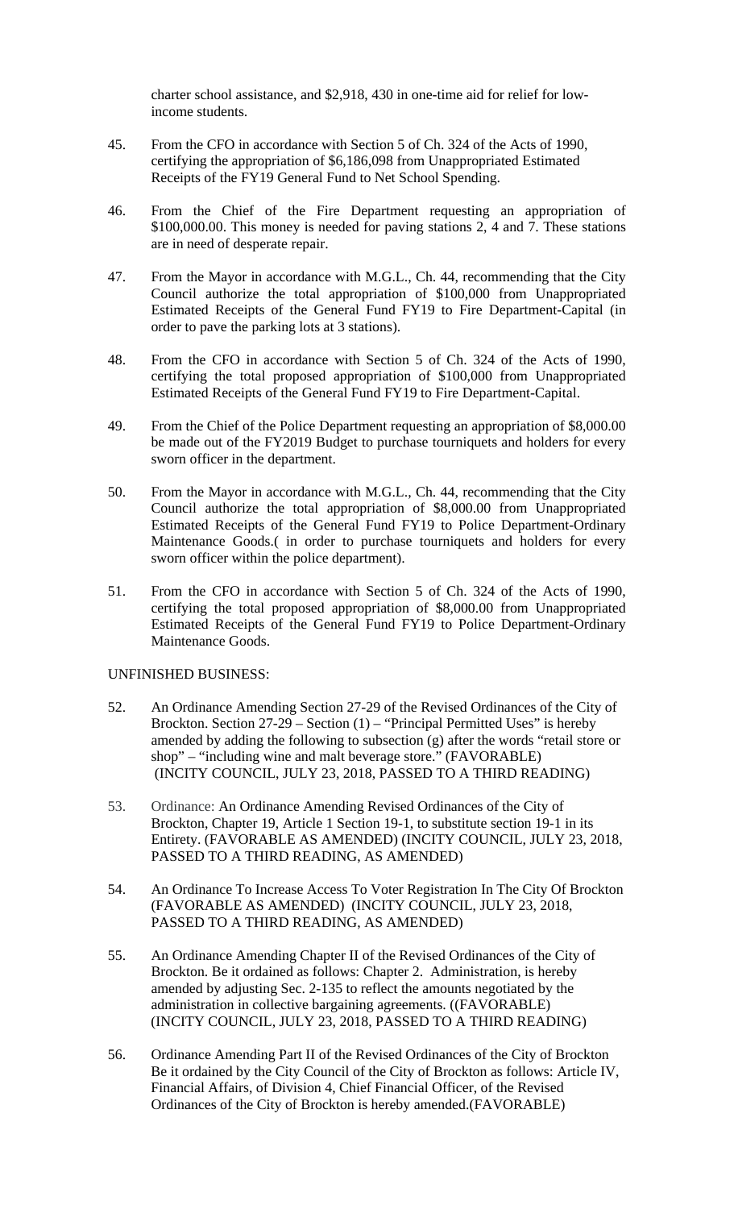charter school assistance, and $2,918, 430 in one-time aid for relief for low-income students.

45. From the CFO in accordance with Section 5 of Ch. 324 of the Acts of 1990, certifying the appropriation of $6,186,098 from Unappropriated Estimated Receipts of the FY19 General Fund to Net School Spending.

46. From the Chief of the Fire Department requesting an appropriation of $100,000.00. This money is needed for paving stations 2, 4 and 7. These stations are in need of desperate repair.

47. From the Mayor in accordance with M.G.L., Ch. 44, recommending that the City Council authorize the total appropriation of $100,000 from Unappropriated Estimated Receipts of the General Fund FY19 to Fire Department-Capital (in order to pave the parking lots at 3 stations).

48. From the CFO in accordance with Section 5 of Ch. 324 of the Acts of 1990, certifying the total proposed appropriation of $100,000 from Unappropriated Estimated Receipts of the General Fund FY19 to Fire Department-Capital.

49. From the Chief of the Police Department requesting an appropriation of $8,000.00 be made out of the FY2019 Budget to purchase tourniquets and holders for every sworn officer in the department.

50. From the Mayor in accordance with M.G.L., Ch. 44, recommending that the City Council authorize the total appropriation of $8,000.00 from Unappropriated Estimated Receipts of the General Fund FY19 to Police Department-Ordinary Maintenance Goods.( in order to purchase tourniquets and holders for every sworn officer within the police department).

51. From the CFO in accordance with Section 5 of Ch. 324 of the Acts of 1990, certifying the total proposed appropriation of $8,000.00 from Unappropriated Estimated Receipts of the General Fund FY19 to Police Department-Ordinary Maintenance Goods.

UNFINISHED BUSINESS:

52. An Ordinance Amending Section 27-29 of the Revised Ordinances of the City of Brockton. Section 27-29 – Section (1) – "Principal Permitted Uses" is hereby amended by adding the following to subsection (g) after the words "retail store or shop" – "including wine and malt beverage store." (FAVORABLE) (INCITY COUNCIL, JULY 23, 2018, PASSED TO A THIRD READING)

53. Ordinance: An Ordinance Amending Revised Ordinances of the City of Brockton, Chapter 19, Article 1 Section 19-1, to substitute section 19-1 in its Entirety. (FAVORABLE AS AMENDED) (INCITY COUNCIL, JULY 23, 2018, PASSED TO A THIRD READING, AS AMENDED)

54. An Ordinance To Increase Access To Voter Registration In The City Of Brockton (FAVORABLE AS AMENDED) (INCITY COUNCIL, JULY 23, 2018, PASSED TO A THIRD READING, AS AMENDED)

55. An Ordinance Amending Chapter II of the Revised Ordinances of the City of Brockton. Be it ordained as follows: Chapter 2. Administration, is hereby amended by adjusting Sec. 2-135 to reflect the amounts negotiated by the administration in collective bargaining agreements. ((FAVORABLE) (INCITY COUNCIL, JULY 23, 2018, PASSED TO A THIRD READING)

56. Ordinance Amending Part II of the Revised Ordinances of the City of Brockton Be it ordained by the City Council of the City of Brockton as follows: Article IV, Financial Affairs, of Division 4, Chief Financial Officer, of the Revised Ordinances of the City of Brockton is hereby amended.(FAVORABLE)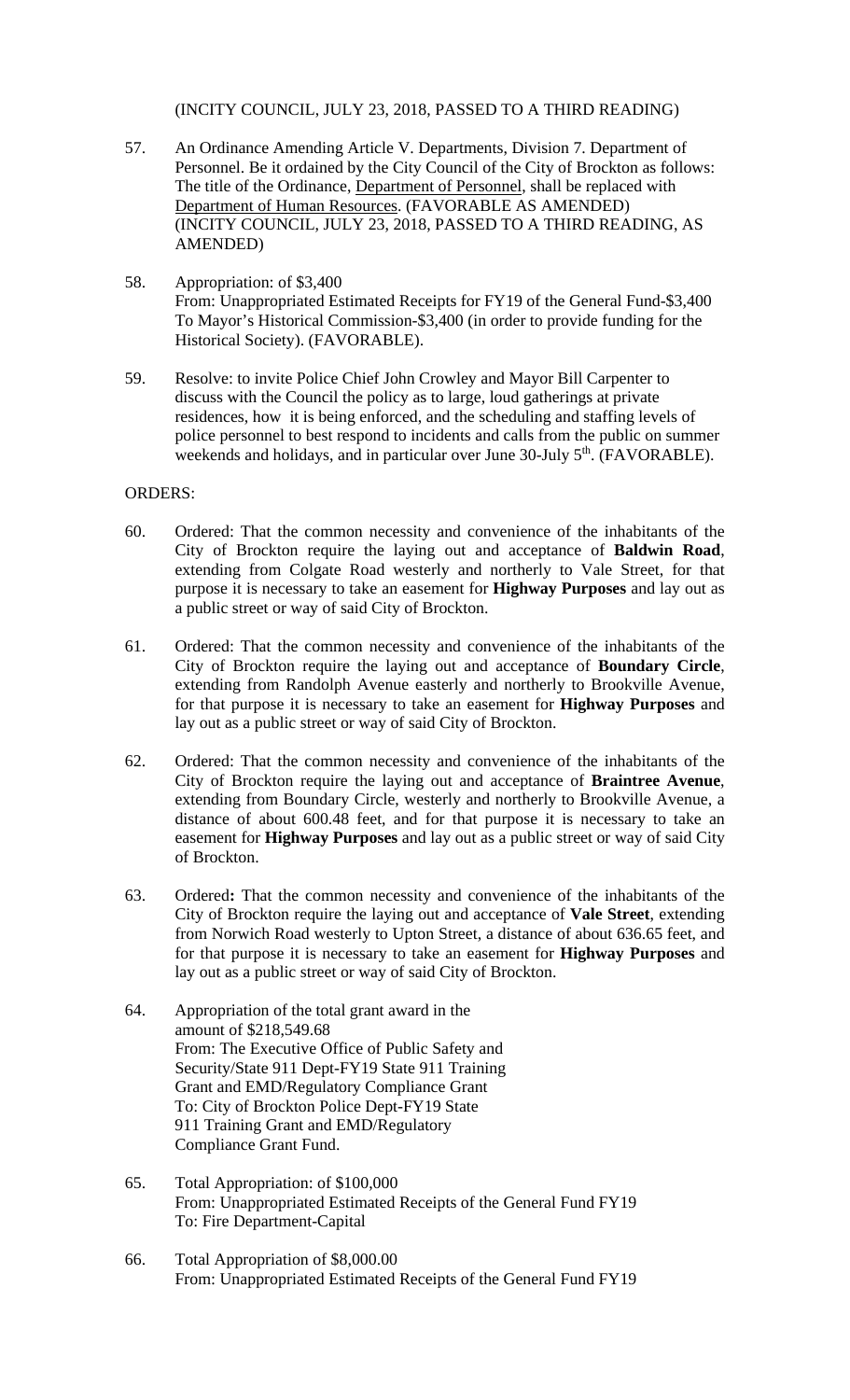(INCITY COUNCIL, JULY 23, 2018, PASSED TO A THIRD READING)

57. An Ordinance Amending Article V. Departments, Division 7. Department of Personnel. Be it ordained by the City Council of the City of Brockton as follows: The title of the Ordinance, Department of Personnel, shall be replaced with Department of Human Resources. (FAVORABLE AS AMENDED) (INCITY COUNCIL, JULY 23, 2018, PASSED TO A THIRD READING, AS AMENDED)

58. Appropriation: of $3,400
From: Unappropriated Estimated Receipts for FY19 of the General Fund-$3,400
To Mayor's Historical Commission-$3,400 (in order to provide funding for the Historical Society). (FAVORABLE).

59. Resolve: to invite Police Chief John Crowley and Mayor Bill Carpenter to discuss with the Council the policy as to large, loud gatherings at private residences, how it is being enforced, and the scheduling and staffing levels of police personnel to best respond to incidents and calls from the public on summer weekends and holidays, and in particular over June 30-July 5th. (FAVORABLE).

ORDERS:

60. Ordered: That the common necessity and convenience of the inhabitants of the City of Brockton require the laying out and acceptance of **Baldwin Road**, extending from Colgate Road westerly and northerly to Vale Street, for that purpose it is necessary to take an easement for **Highway Purposes** and lay out as a public street or way of said City of Brockton.

61. Ordered: That the common necessity and convenience of the inhabitants of the City of Brockton require the laying out and acceptance of **Boundary Circle**, extending from Randolph Avenue easterly and northerly to Brookville Avenue, for that purpose it is necessary to take an easement for **Highway Purposes** and lay out as a public street or way of said City of Brockton.

62. Ordered: That the common necessity and convenience of the inhabitants of the City of Brockton require the laying out and acceptance of **Braintree Avenue**, extending from Boundary Circle, westerly and northerly to Brookville Avenue, a distance of about 600.48 feet, and for that purpose it is necessary to take an easement for **Highway Purposes** and lay out as a public street or way of said City of Brockton.

63. Ordered**:** That the common necessity and convenience of the inhabitants of the City of Brockton require the laying out and acceptance of **Vale Street**, extending from Norwich Road westerly to Upton Street, a distance of about 636.65 feet, and for that purpose it is necessary to take an easement for **Highway Purposes** and lay out as a public street or way of said City of Brockton.

64. Appropriation of the total grant award in the amount of $218,549.68
From: The Executive Office of Public Safety and Security/State 911 Dept-FY19 State 911 Training Grant and EMD/Regulatory Compliance Grant
To: City of Brockton Police Dept-FY19 State 911 Training Grant and EMD/Regulatory Compliance Grant Fund.

65. Total Appropriation: of $100,000
From: Unappropriated Estimated Receipts of the General Fund FY19
To: Fire Department-Capital

66. Total Appropriation of $8,000.00
From: Unappropriated Estimated Receipts of the General Fund FY19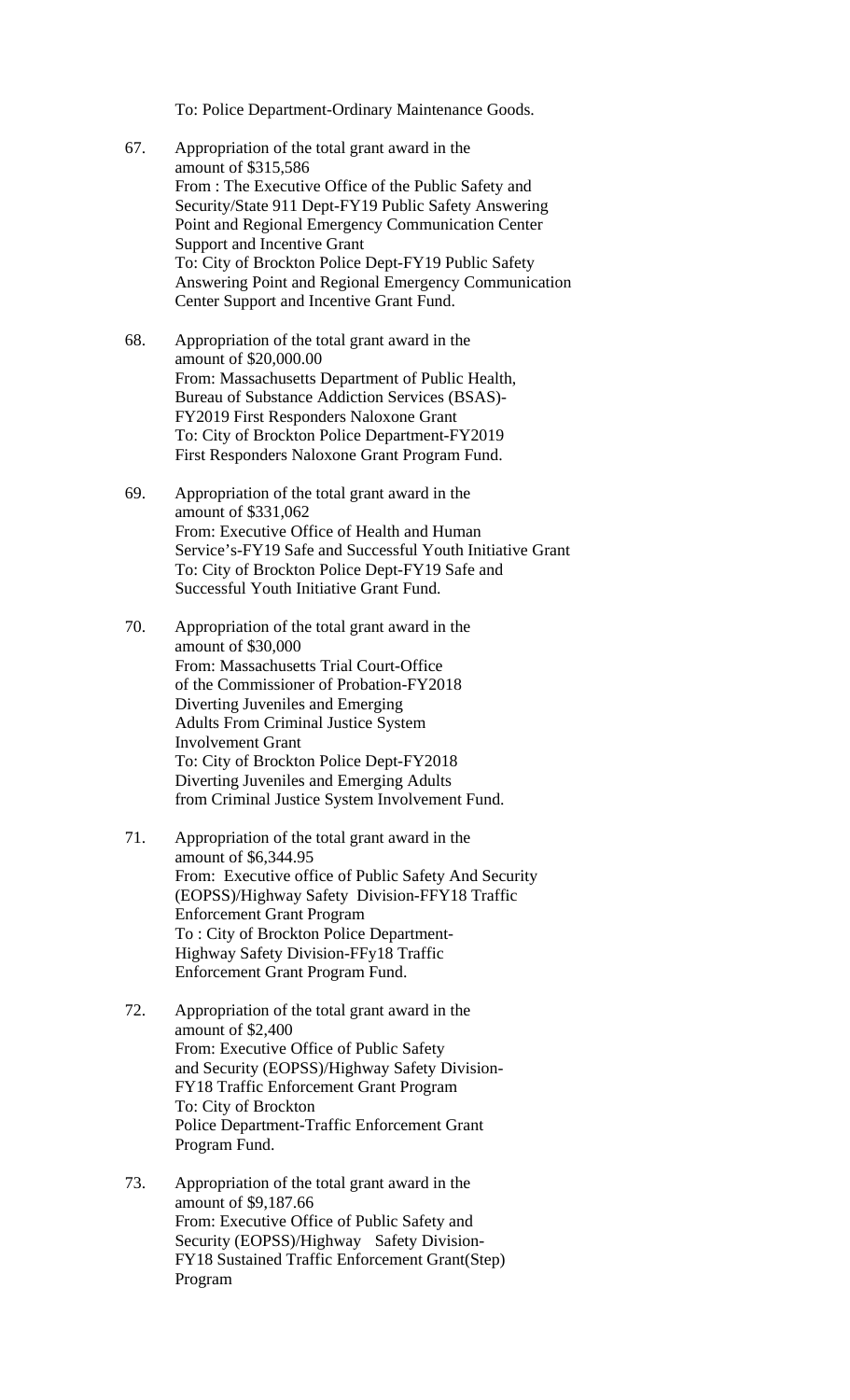To: Police Department-Ordinary Maintenance Goods.

67. Appropriation of the total grant award in the amount of $315,586
    From : The Executive Office of the Public Safety and Security/State 911 Dept-FY19 Public Safety Answering Point and Regional Emergency Communication Center Support and Incentive Grant
    To: City of Brockton Police Dept-FY19 Public Safety Answering Point and Regional Emergency Communication Center Support and Incentive Grant Fund.

68. Appropriation of the total grant award in the amount of $20,000.00
    From: Massachusetts Department of Public Health, Bureau of Substance Addiction Services (BSAS)-FY2019 First Responders Naloxone Grant
    To: City of Brockton Police Department-FY2019 First Responders Naloxone Grant Program Fund.

69. Appropriation of the total grant award in the amount of $331,062
    From: Executive Office of Health and Human Service's-FY19 Safe and Successful Youth Initiative Grant
    To: City of Brockton Police Dept-FY19 Safe and Successful Youth Initiative Grant Fund.

70. Appropriation of the total grant award in the amount of $30,000
    From: Massachusetts Trial Court-Office of the Commissioner of Probation-FY2018 Diverting Juveniles and Emerging Adults From Criminal Justice System Involvement Grant
    To: City of Brockton Police Dept-FY2018 Diverting Juveniles and Emerging Adults from Criminal Justice System Involvement Fund.

71. Appropriation of the total grant award in the amount of $6,344.95
    From: Executive office of Public Safety And Security (EOPSS)/Highway Safety Division-FFY18 Traffic Enforcement Grant Program
    To : City of Brockton Police Department-Highway Safety Division-FFy18 Traffic Enforcement Grant Program Fund.

72. Appropriation of the total grant award in the amount of $2,400
    From: Executive Office of Public Safety and Security (EOPSS)/Highway Safety Division-FY18 Traffic Enforcement Grant Program
    To: City of Brockton Police Department-Traffic Enforcement Grant Program Fund.

73. Appropriation of the total grant award in the amount of $9,187.66
    From: Executive Office of Public Safety and Security (EOPSS)/Highway Safety Division-FY18 Sustained Traffic Enforcement Grant(Step) Program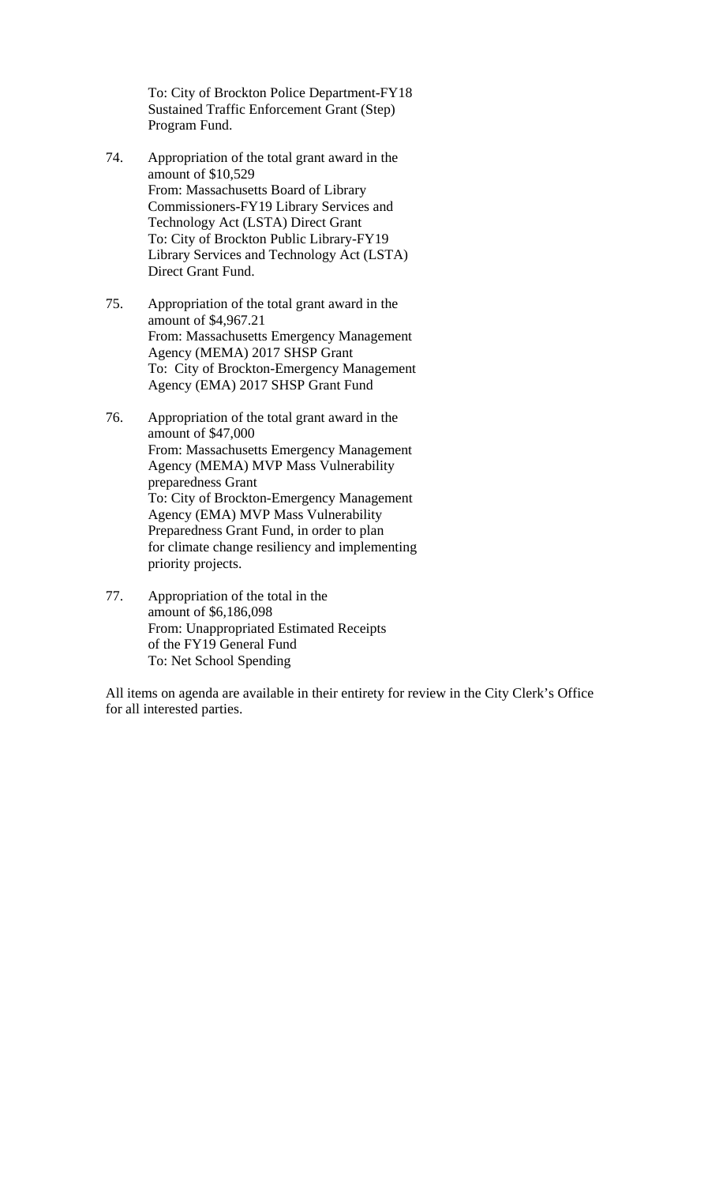To: City of Brockton Police Department-FY18 Sustained Traffic Enforcement Grant (Step) Program Fund.

74. Appropriation of the total grant award in the amount of $10,529
    From: Massachusetts Board of Library Commissioners-FY19 Library Services and Technology Act (LSTA) Direct Grant
    To: City of Brockton Public Library-FY19 Library Services and Technology Act (LSTA) Direct Grant Fund.

75. Appropriation of the total grant award in the amount of $4,967.21
    From: Massachusetts Emergency Management Agency (MEMA) 2017 SHSP Grant
    To: City of Brockton-Emergency Management Agency (EMA) 2017 SHSP Grant Fund

76. Appropriation of the total grant award in the amount of $47,000
    From: Massachusetts Emergency Management Agency (MEMA) MVP Mass Vulnerability preparedness Grant
    To: City of Brockton-Emergency Management Agency (EMA) MVP Mass Vulnerability Preparedness Grant Fund, in order to plan for climate change resiliency and implementing priority projects.

77. Appropriation of the total in the amount of $6,186,098
    From: Unappropriated Estimated Receipts of the FY19 General Fund
    To: Net School Spending

All items on agenda are available in their entirety for review in the City Clerk's Office for all interested parties.